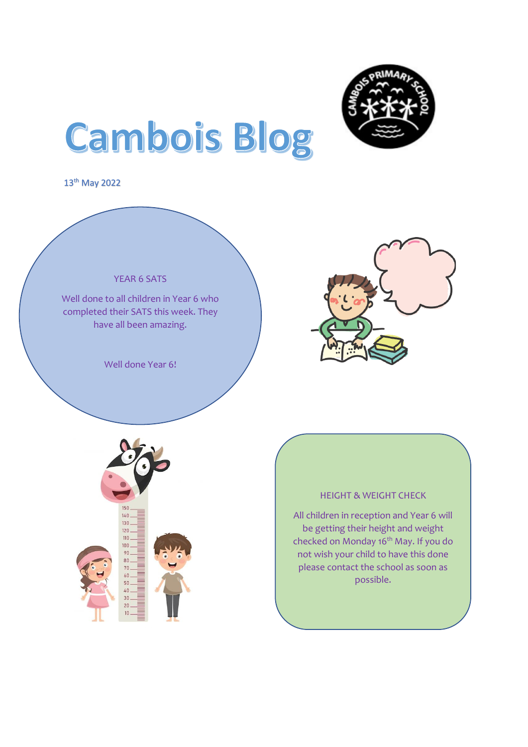# Cambois Blog

13th May 2022

## YEAR 6 SATS

Well done to all children in Year 6 who completed their SATS this week. They have all been amazing.

Well done Year 6!

## HEIGHT & WEIGHT CHECK

All children in reception and Year 6 will be getting their height and weight checked on Monday 16th May. If you do not wish your child to have this done please contact the school as soon as possible.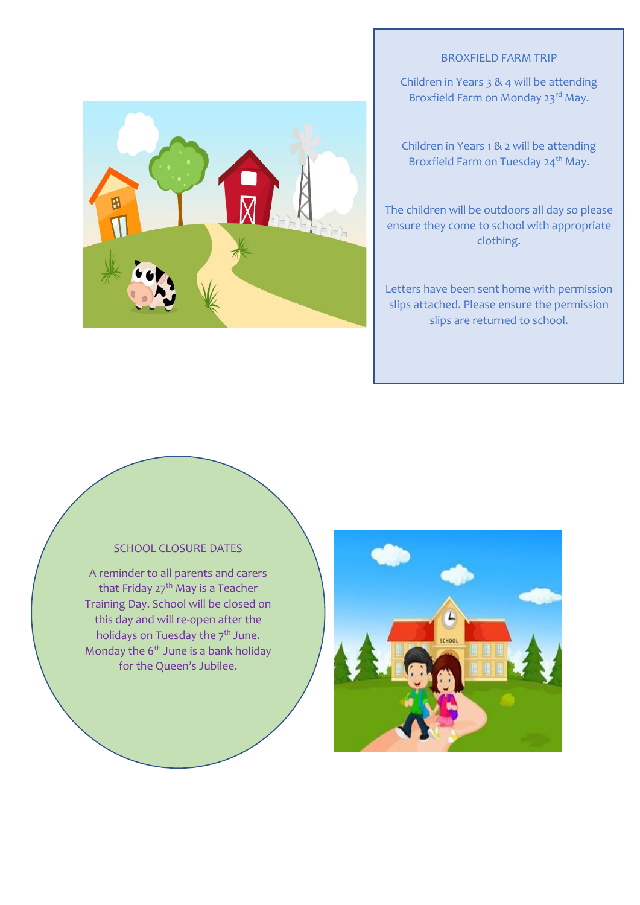## BROXFIELD FARM TRIP

Children in Years 3 & 4 will be attending Broxfield Farm on Monday 23rd May.

Children in Years 1 & 2 will be attending Broxfield Farm on Tuesday 24th May.

The children will be outdoors all day so please ensure they come to school with appropriate clothing.

Letters have been sent home with permission slips attached. Please ensure the permission slips are returned to school.

## SCHOOL CLOSURE DATES

A reminder to all parents and carers that Friday 27th May is a Teacher Training Day. School will be closed on this day and will re-open after the holidays on Tuesday the 7th June. Monday the 6th June is a bank holiday for the Queen's Jubilee.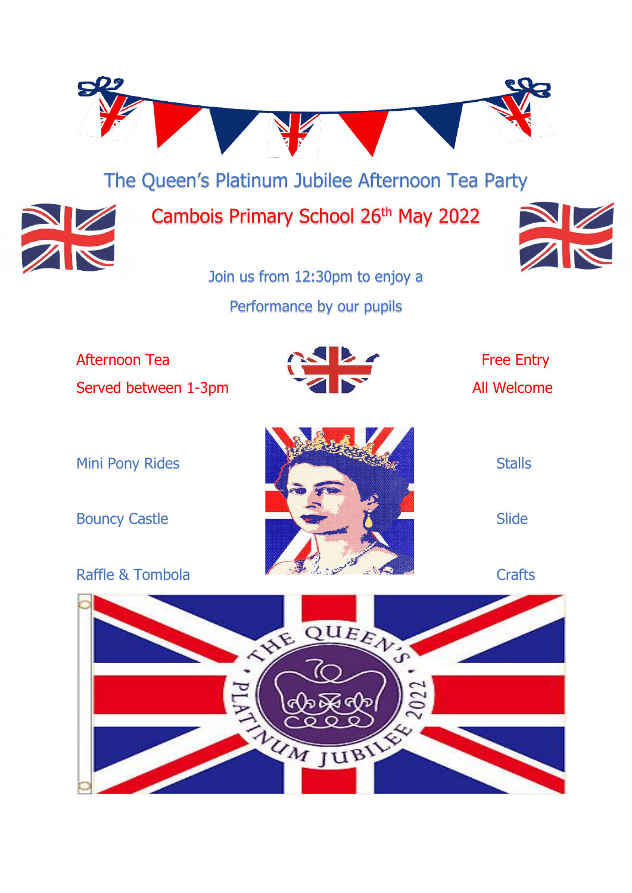# The Queen's Platinum Jubilee Afternoon Tea Party

## Cambois Primary School 26th May 2022

Join us from 12:30pm to enjoy a

Performance by our pupils

Afternoon Tea

Served between 1-3pm

Free Entry

All Welcome

Mini Pony Rides

Bouncy Castle

Raffle & Tombola

Stalls

Slide

Crafts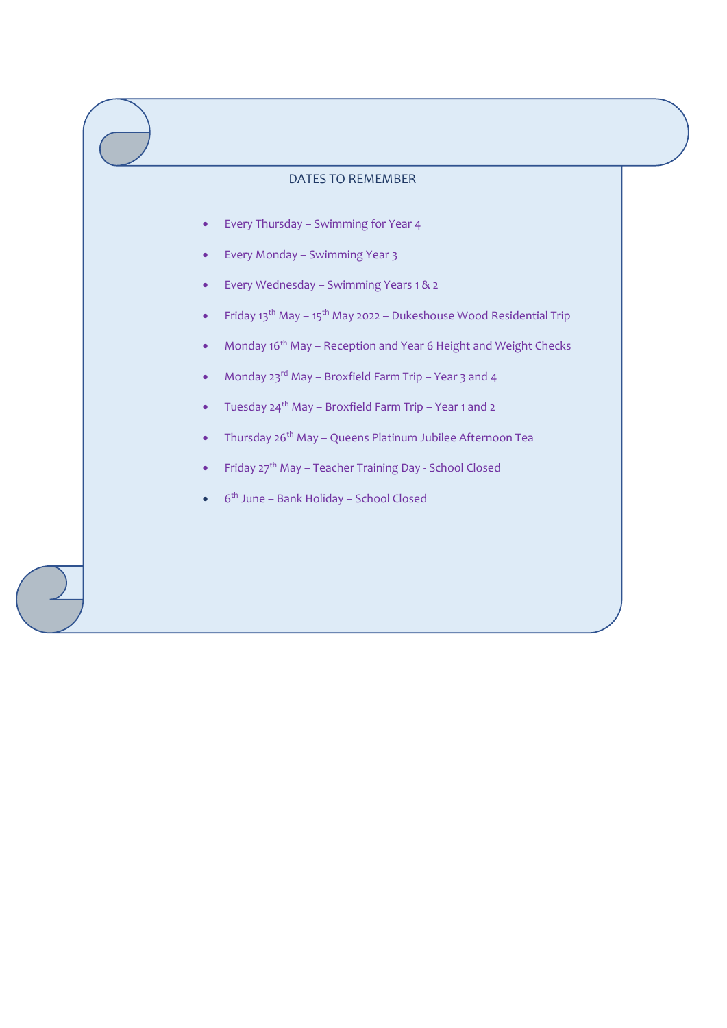# DATES TO REMEMBER

- Every Thursday – Swimming for Year 4
- Every Monday – Swimming Year 3
- Every Wednesday – Swimming Years 1 & 2
- Friday 13th May – 15th May 2022 – Dukeshouse Wood Residential Trip
- Monday 16th May – Reception and Year 6 Height and Weight Checks
- Monday 23rd May – Broxfield Farm Trip – Year 3 and 4
- Tuesday 24th May – Broxfield Farm Trip – Year 1 and 2
- Thursday 26th May – Queens Platinum Jubilee Afternoon Tea
- Friday 27th May – Teacher Training Day - School Closed
- 6th June – Bank Holiday – School Closed